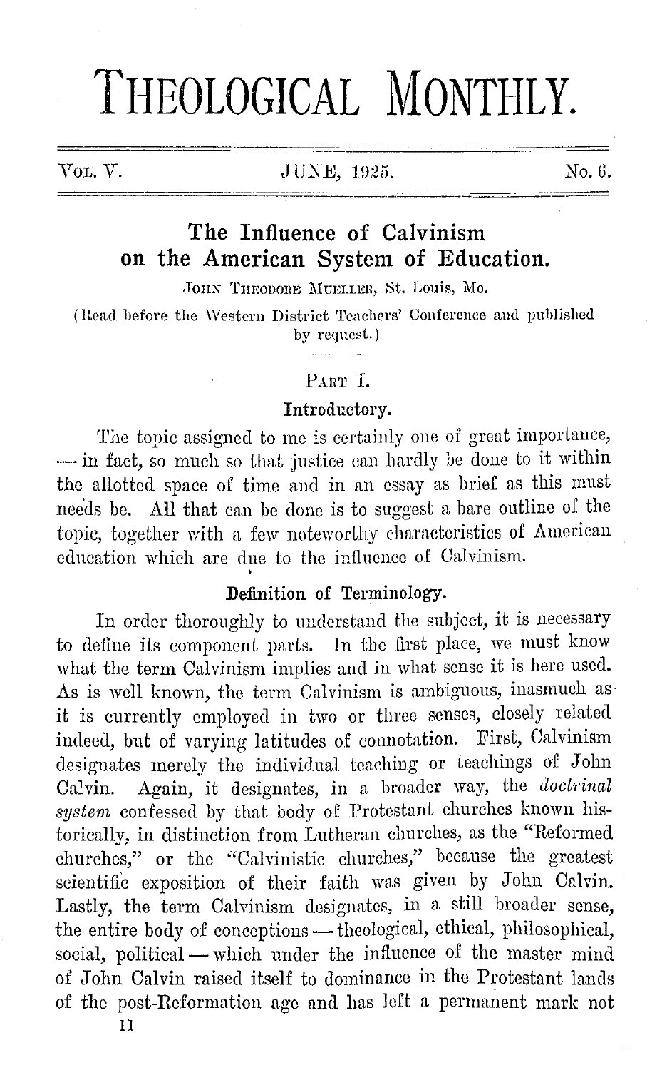# THEOLOGICAL MONTHLY.

Vol. V. JUNE, 1925. No. 6.

## The Influence of Calvinism on the American System of Education.

JOHN THEODORE MUELLER, St. Louis, Mo.

(Read before the Western District Teachers' Conference and published by request.)

### PART I.

#### Introductory.

The topic assigned to me is certainly one of great importance, — in fact, so much so that justice can hardly be done to it within the allotted space of time and in an essay as brief as this must needs be. All that can be done is to suggest a bare outline of the topic, together with a few noteworthy characteristics of American education which are due to the influence of Calvinism.

#### Definition of Terminology.

In order thoroughly to understand the subject, it is necessary to define its component parts. In the first place, we must know what the term Calvinism implies and in what sense it is here used. As is well known, the term Calvinism is ambiguous, inasmuch as it is currently employed in two or three senses, closely related indeed, but of varying latitudes of connotation. First, Calvinism designates merely the individual teaching or teachings of John Calvin. Again, it designates, in a broader way, the *doctrinal system* confessed by that body of Protestant churches known historically, in distinction from Lutheran churches, as the "Reformed churches," or the "Calvinistic churches," because the greatest scientific exposition of their faith was given by John Calvin. Lastly, the term Calvinism designates, in a still broader sense, the entire body of conceptions — theological, ethical, philosophical, social, political — which under the influence of the master mind of John Calvin raised itself to dominance in the Protestant lands of the post-Reformation age and has left a permanent mark not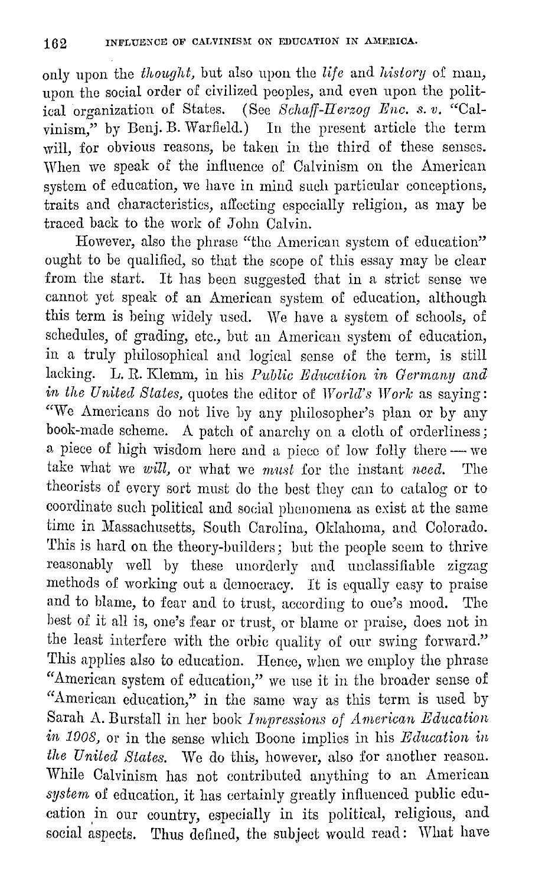only upon the *thought*, but also upon the *life* and *history* of man, upon the social order of civilized peoples, and even upon the political organization of States. (See *Schaff-Herzog Enc. s. v.* "Calvinism," by Benj. B. Warfield.) In the present article the term will, for obvious reasons, be taken in the third of these senses. When we speak of the influence of Calvinism on the American system of education, we have in mind such particular conceptions, traits and characteristics, affecting especially religion, as may be traced back to the work of John Calvin.

However, also the phrase "the American system of education" ought to be qualified, so that the scope of this essay may be clear from the start. It has been suggested that in a strict sense we cannot yet speak of an American system of education, although this term is being widely used. We have a system of schools, of schedules, of grading, etc., but an American system of education, in a truly philosophical and logical sense of the term, is still lacking. L. R. Klemm, in his *Public Education in Germany and in the United States*, quotes the editor of *World's Work* as saying: "We Americans do not live by any philosopher's plan or by any book-made scheme. A patch of anarchy on a cloth of orderliness; a piece of high wisdom here and a piece of low folly there — we take what we *will*, or what we *must* for the instant *need*. The theorists of every sort must do the best they can to catalog or to coordinate such political and social phenomena as exist at the same time in Massachusetts, South Carolina, Oklahoma, and Colorado. This is hard on the theory-builders; but the people seem to thrive reasonably well by these unorderly and unclassifiable zigzag methods of working out a democracy. It is equally easy to praise and to blame, to fear and to trust, according to one's mood. The best of it all is, one's fear or trust, or blame or praise, does not in the least interfere with the orbic quality of our swing forward." This applies also to education. Hence, when we employ the phrase "American system of education," we use it in the broader sense of "American education," in the same way as this term is used by Sarah A. Burstall in her book *Impressions of American Education in 1908*, or in the sense which Boone implies in his *Education in the United States*. We do this, however, also for another reason. While Calvinism has not contributed anything to an American *system* of education, it has certainly greatly influenced public education in our country, especially in its political, religious, and social aspects. Thus defined, the subject would read: What have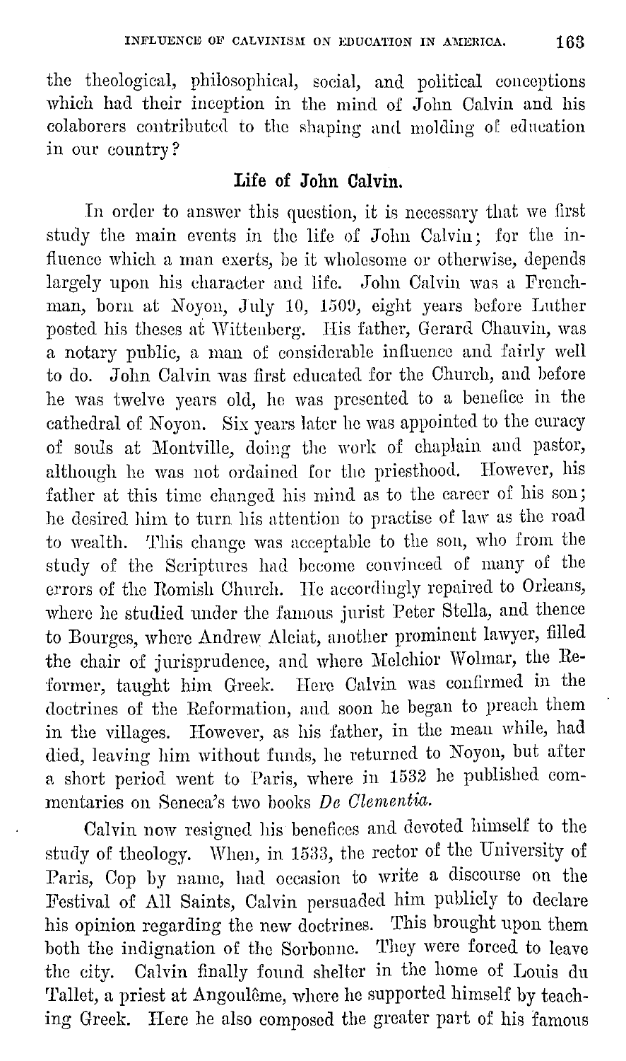the theological, philosophical, social, and political conceptions which had their inception in the mind of John Calvin and his colaborers contributed to the shaping and molding of education in our country?

## Life of John Calvin.

In order to answer this question, it is necessary that we first study the main events in the life of John Calvin; for the influence which a man exerts, be it wholesome or otherwise, depends largely upon his character and life. John Calvin was a Frenchman, born at Noyon, July 10, 1509, eight years before Luther posted his theses at Wittenberg. His father, Gerard Chauvin, was a notary public, a man of considerable influence and fairly well to do. John Calvin was first educated for the Church, and before he was twelve years old, he was presented to a benefice in the cathedral of Noyon. Six years later he was appointed to the curacy of souls at Montville, doing the work of chaplain and pastor, although he was not ordained for the priesthood. However, his father at this time changed his mind as to the career of his son; he desired him to turn his attention to practise of law as the road to wealth. This change was acceptable to the son, who from the study of the Scriptures had become convinced of many of the errors of the Romish Church. He accordingly repaired to Orleans, where he studied under the famous jurist Peter Stella, and thence to Bourges, where Andrew Alciat, another prominent lawyer, filled the chair of jurisprudence, and where Melchior Wolmar, the Reformer, taught him Greek. Here Calvin was confirmed in the doctrines of the Reformation, and soon he began to preach them in the villages. However, as his father, in the mean while, had died, leaving him without funds, he returned to Noyon, but after a short period went to Paris, where in 1532 he published commentaries on Seneca's two books *De Clementia.*

Calvin now resigned his benefices and devoted himself to the study of theology. When, in 1533, the rector of the University of Paris, Cop by name, had occasion to write a discourse on the Festival of All Saints, Calvin persuaded him publicly to declare his opinion regarding the new doctrines. This brought upon them both the indignation of the Sorbonne. They were forced to leave the city. Calvin finally found shelter in the home of Louis du Tallet, a priest at Angoulême, where he supported himself by teaching Greek. Here he also composed the greater part of his famous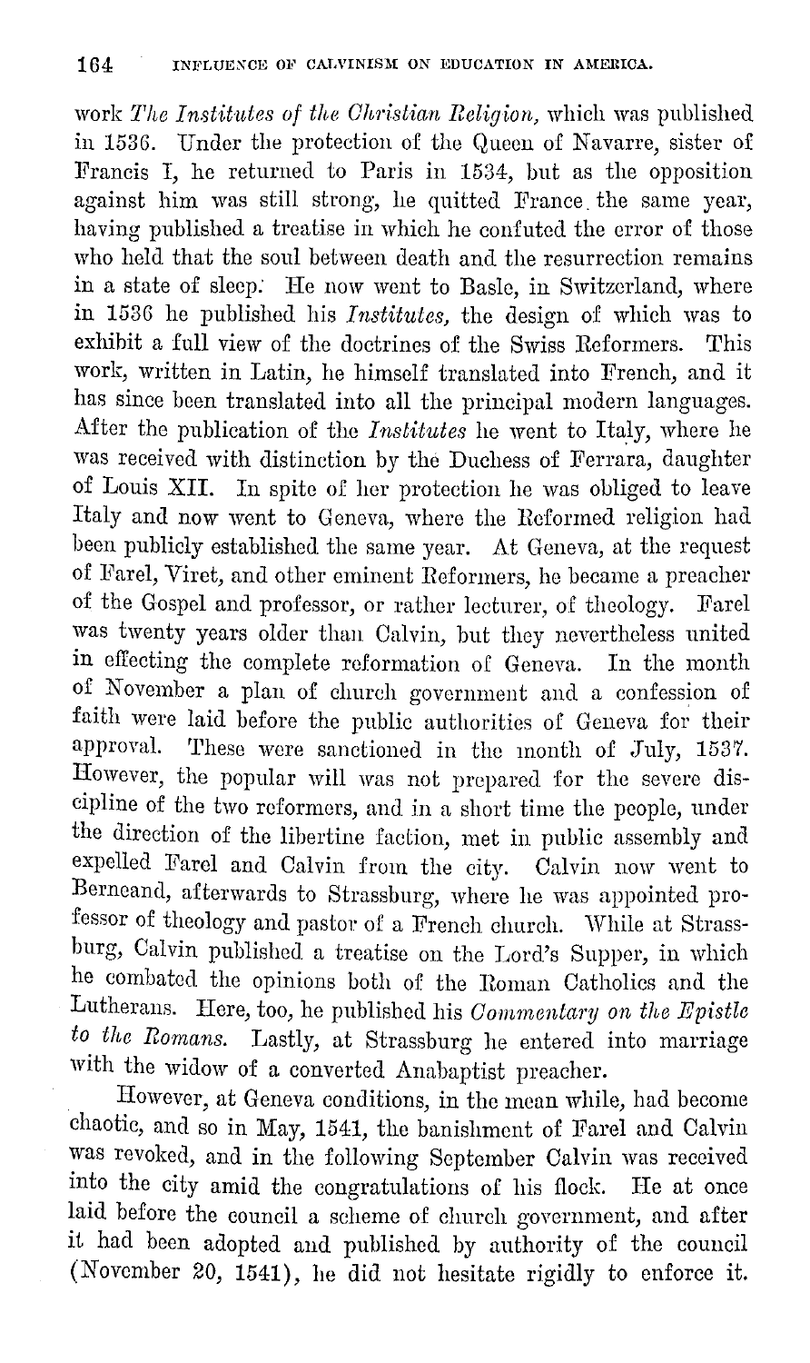work *The Institutes of the Christian Religion,* which was published in 1536. Under the protection of the Queen of Navarre, sister of Francis I, he returned to Paris in 1534, but as the opposition against him was still strong, he quitted France the same year, having published a treatise in which he confuted the error of those who held that the soul between death and the resurrection remains in a state of sleep. He now went to Basle, in Switzerland, where in 1536 he published his *Institutes,* the design of which was to exhibit a full view of the doctrines of the Swiss Reformers. This work, written in Latin, he himself translated into French, and it has since been translated into all the principal modern languages. After the publication of the *Institutes* he went to Italy, where he was received with distinction by the Duchess of Ferrara, daughter of Louis XII. In spite of her protection he was obliged to leave Italy and now went to Geneva, where the Reformed religion had been publicly established the same year. At Geneva, at the request of Farel, Viret, and other eminent Reformers, he became a preacher of the Gospel and professor, or rather lecturer, of theology. Farel was twenty years older than Calvin, but they nevertheless united in effecting the complete reformation of Geneva. In the month of November a plan of church government and a confession of faith were laid before the public authorities of Geneva for their approval. These were sanctioned in the month of July, 1537. However, the popular will was not prepared for the severe discipline of the two reformers, and in a short time the people, under the direction of the libertine faction, met in public assembly and expelled Farel and Calvin from the city. Calvin now went to Berneand, afterwards to Strassburg, where he was appointed professor of theology and pastor of a French church. While at Strassburg, Calvin published a treatise on the Lord's Supper, in which he combated the opinions both of the Roman Catholics and the Lutherans. Here, too, he published his *Commentary on the Epistle to the Romans.* Lastly, at Strassburg he entered into marriage with the widow of a converted Anabaptist preacher.

However, at Geneva conditions, in the mean while, had become chaotic, and so in May, 1541, the banishment of Farel and Calvin was revoked, and in the following September Calvin was received into the city amid the congratulations of his flock. He at once laid before the council a scheme of church government, and after it had been adopted and published by authority of the council (November 20, 1541), he did not hesitate rigidly to enforce it.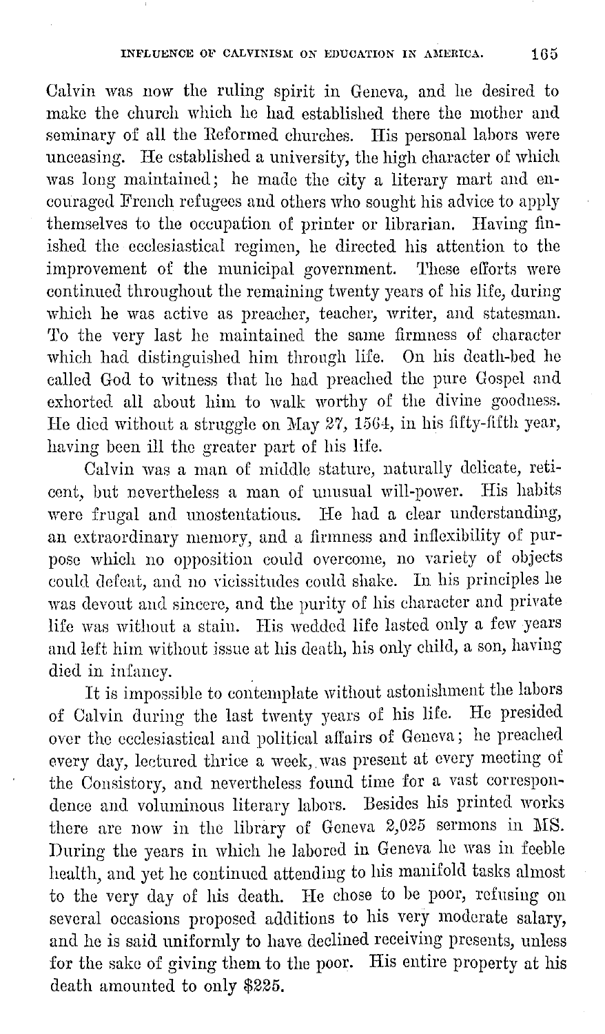Calvin was now the ruling spirit in Geneva, and he desired to make the church which he had established there the mother and seminary of all the Reformed churches. His personal labors were unceasing. He established a university, the high character of which was long maintained; he made the city a literary mart and encouraged French refugees and others who sought his advice to apply themselves to the occupation of printer or librarian. Having finished the ecclesiastical regimen, he directed his attention to the improvement of the municipal government. These efforts were continued throughout the remaining twenty years of his life, during which he was active as preacher, teacher, writer, and statesman. To the very last he maintained the same firmness of character which had distinguished him through life. On his death-bed he called God to witness that he had preached the pure Gospel and exhorted all about him to walk worthy of the divine goodness. He died without a struggle on May 27, 1564, in his fifty-fifth year, having been ill the greater part of his life.

Calvin was a man of middle stature, naturally delicate, reticent, but nevertheless a man of unusual will-power. His habits were frugal and unostentatious. He had a clear understanding, an extraordinary memory, and a firmness and inflexibility of purpose which no opposition could overcome, no variety of objects could defeat, and no vicissitudes could shake. In his principles he was devout and sincere, and the purity of his character and private life was without a stain. His wedded life lasted only a few years and left him without issue at his death, his only child, a son, having died in infancy.

It is impossible to contemplate without astonishment the labors of Calvin during the last twenty years of his life. He presided over the ecclesiastical and political affairs of Geneva; he preached every day, lectured thrice a week, was present at every meeting of the Consistory, and nevertheless found time for a vast correspondence and voluminous literary labors. Besides his printed works there are now in the library of Geneva 2,025 sermons in MS. During the years in which he labored in Geneva he was in feeble health, and yet he continued attending to his manifold tasks almost to the very day of his death. He chose to be poor, refusing on several occasions proposed additions to his very moderate salary, and he is said uniformly to have declined receiving presents, unless for the sake of giving them to the poor. His entire property at his death amounted to only $225.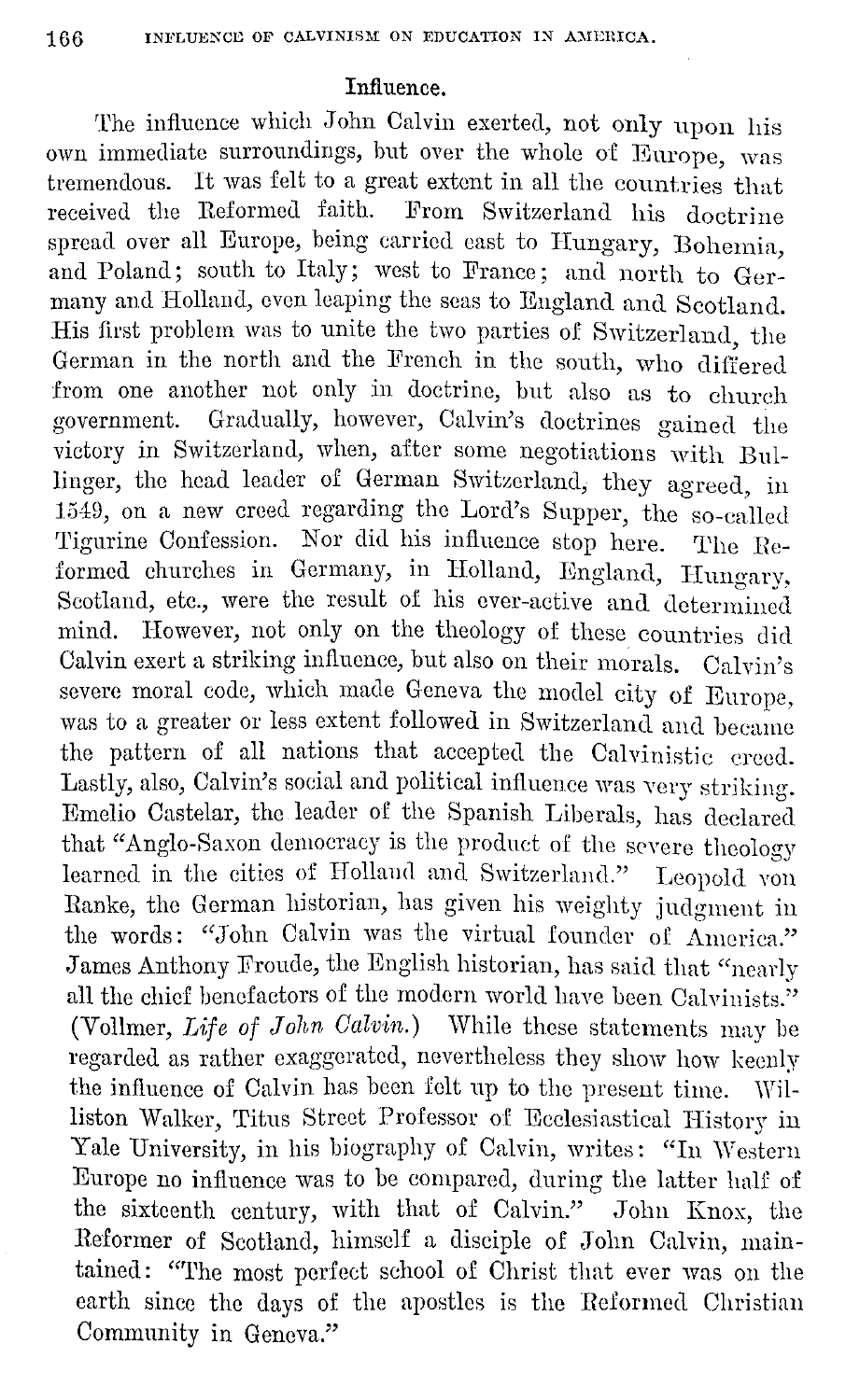## Influence.

The influence which John Calvin exerted, not only upon his own immediate surroundings, but over the whole of Europe, was tremendous. It was felt to a great extent in all the countries that received the Reformed faith. From Switzerland his doctrine spread over all Europe, being carried east to Hungary, Bohemia, and Poland; south to Italy; west to France; and north to Germany and Holland, even leaping the seas to England and Scotland. His first problem was to unite the two parties of Switzerland, the German in the north and the French in the south, who differed from one another not only in doctrine, but also as to church government. Gradually, however, Calvin's doctrines gained the victory in Switzerland, when, after some negotiations with Bullinger, the head leader of German Switzerland, they agreed, in 1549, on a new creed regarding the Lord's Supper, the so-called Tigurine Confession. Nor did his influence stop here. The Reformed churches in Germany, in Holland, England, Hungary, Scotland, etc., were the result of his ever-active and determined mind. However, not only on the theology of these countries did Calvin exert a striking influence, but also on their morals. Calvin's severe moral code, which made Geneva the model city of Europe, was to a greater or less extent followed in Switzerland and became the pattern of all nations that accepted the Calvinistic creed. Lastly, also, Calvin's social and political influence was very striking. Emelio Castelar, the leader of the Spanish Liberals, has declared that "Anglo-Saxon democracy is the product of the severe theology learned in the cities of Holland and Switzerland." Leopold von Ranke, the German historian, has given his weighty judgment in the words: "John Calvin was the virtual founder of America." James Anthony Froude, the English historian, has said that "nearly all the chief benefactors of the modern world have been Calvinists." (Vollmer, *Life of John Calvin.*) While these statements may be regarded as rather exaggerated, nevertheless they show how keenly the influence of Calvin has been felt up to the present time. Williston Walker, Titus Street Professor of Ecclesiastical History in Yale University, in his biography of Calvin, writes: "In Western Europe no influence was to be compared, during the latter half of the sixteenth century, with that of Calvin." John Knox, the Reformer of Scotland, himself a disciple of John Calvin, maintained: "The most perfect school of Christ that ever was on the earth since the days of the apostles is the Reformed Christian Community in Geneva."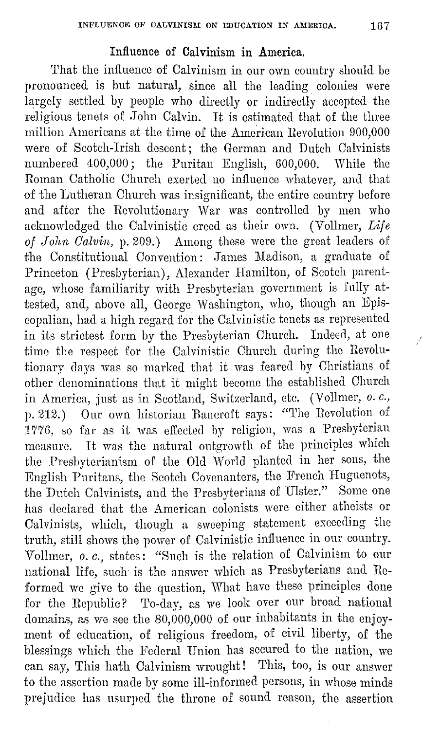## Influence of Calvinism in America.

That the influence of Calvinism in our own country should be pronounced is but natural, since all the leading colonies were largely settled by people who directly or indirectly accepted the religious tenets of John Calvin. It is estimated that of the three million Americans at the time of the American Revolution 900,000 were of Scotch-Irish descent; the German and Dutch Calvinists numbered 400,000; the Puritan English, 600,000. While the Roman Catholic Church exerted no influence whatever, and that of the Lutheran Church was insignificant, the entire country before and after the Revolutionary War was controlled by men who acknowledged the Calvinistic creed as their own. (Vollmer, *Life of John Calvin*, p. 209.) Among these were the great leaders of the Constitutional Convention: James Madison, a graduate of Princeton (Presbyterian), Alexander Hamilton, of Scotch parentage, whose familiarity with Presbyterian government is fully attested, and, above all, George Washington, who, though an Episcopalian, had a high regard for the Calvinistic tenets as represented in its strictest form by the Presbyterian Church. Indeed, at one time the respect for the Calvinistic Church during the Revolutionary days was so marked that it was feared by Christians of other denominations that it might become the established Church in America, just as in Scotland, Switzerland, etc. (Vollmer, *o. c.*, p. 212.) Our own historian Bancroft says: "The Revolution of 1776, so far as it was effected by religion, was a Presbyterian measure. It was the natural outgrowth of the principles which the Presbyterianism of the Old World planted in her sons, the English Puritans, the Scotch Covenanters, the French Huguenots, the Dutch Calvinists, and the Presbyterians of Ulster." Some one has declared that the American colonists were either atheists or Calvinists, which, though a sweeping statement exceeding the truth, still shows the power of Calvinistic influence in our country. Vollmer, *o. c.*, states: "Such is the relation of Calvinism to our national life, such is the answer which as Presbyterians and Reformed we give to the question, What have these principles done for the Republic? To-day, as we look over our broad national domains, as we see the 80,000,000 of our inhabitants in the enjoyment of education, of religious freedom, of civil liberty, of the blessings which the Federal Union has secured to the nation, we can say, This hath Calvinism wrought! This, too, is our answer to the assertion made by some ill-informed persons, in whose minds prejudice has usurped the throne of sound reason, the assertion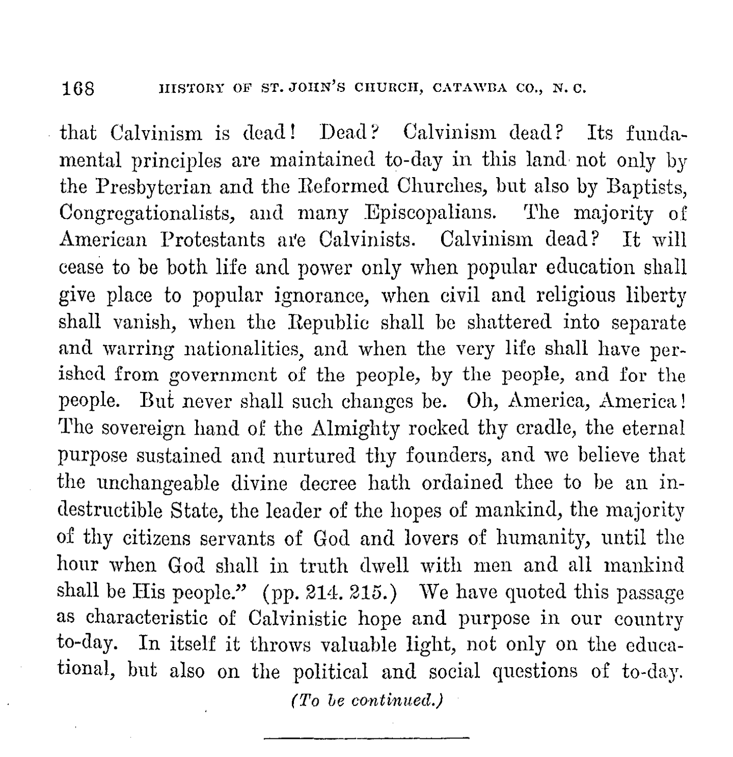that Calvinism is dead! Dead? Calvinism dead? Its fundamental principles are maintained to-day in this land not only by the Presbyterian and the Reformed Churches, but also by Baptists, Congregationalists, and many Episcopalians. The majority of American Protestants are Calvinists. Calvinism dead? It will cease to be both life and power only when popular education shall give place to popular ignorance, when civil and religious liberty shall vanish, when the Republic shall be shattered into separate and warring nationalities, and when the very life shall have perished from government of the people, by the people, and for the people. But never shall such changes be. Oh, America, America! The sovereign hand of the Almighty rocked thy cradle, the eternal purpose sustained and nurtured thy founders, and we believe that the unchangeable divine decree hath ordained thee to be an indestructible State, the leader of the hopes of mankind, the majority of thy citizens servants of God and lovers of humanity, until the hour when God shall in truth dwell with men and all mankind shall be His people." (pp. 214. 215.) We have quoted this passage as characteristic of Calvinistic hope and purpose in our country to-day. In itself it throws valuable light, not only on the educational, but also on the political and social questions of to-day.

*(To be continued.)*

---